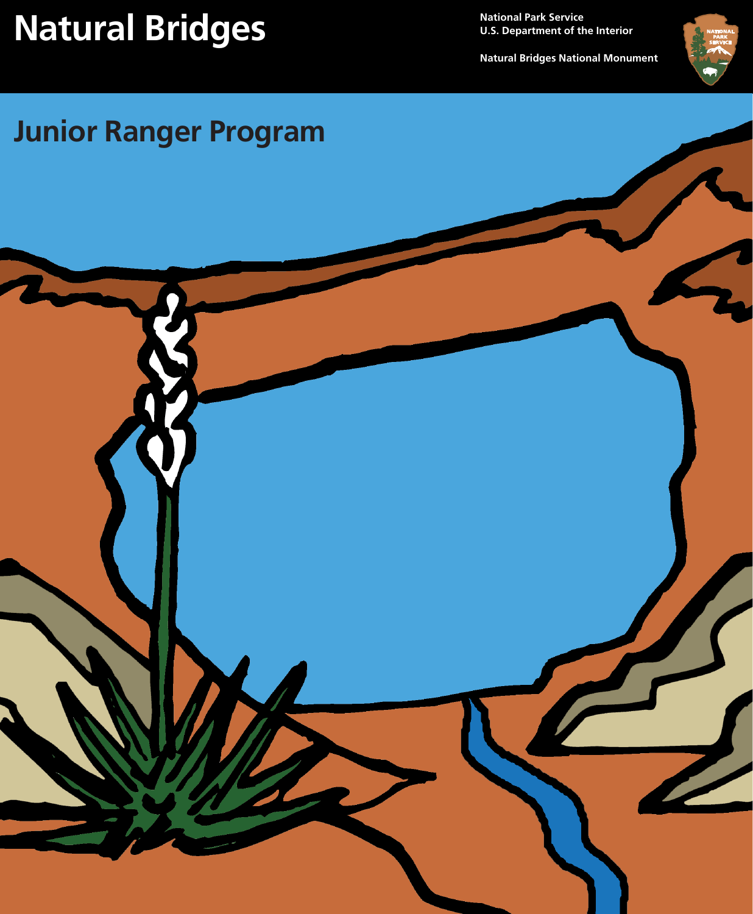# Natural Bridges

National Park Service
U.S. Department of the Interior

Natural Bridges National Monument

## Junior Ranger Program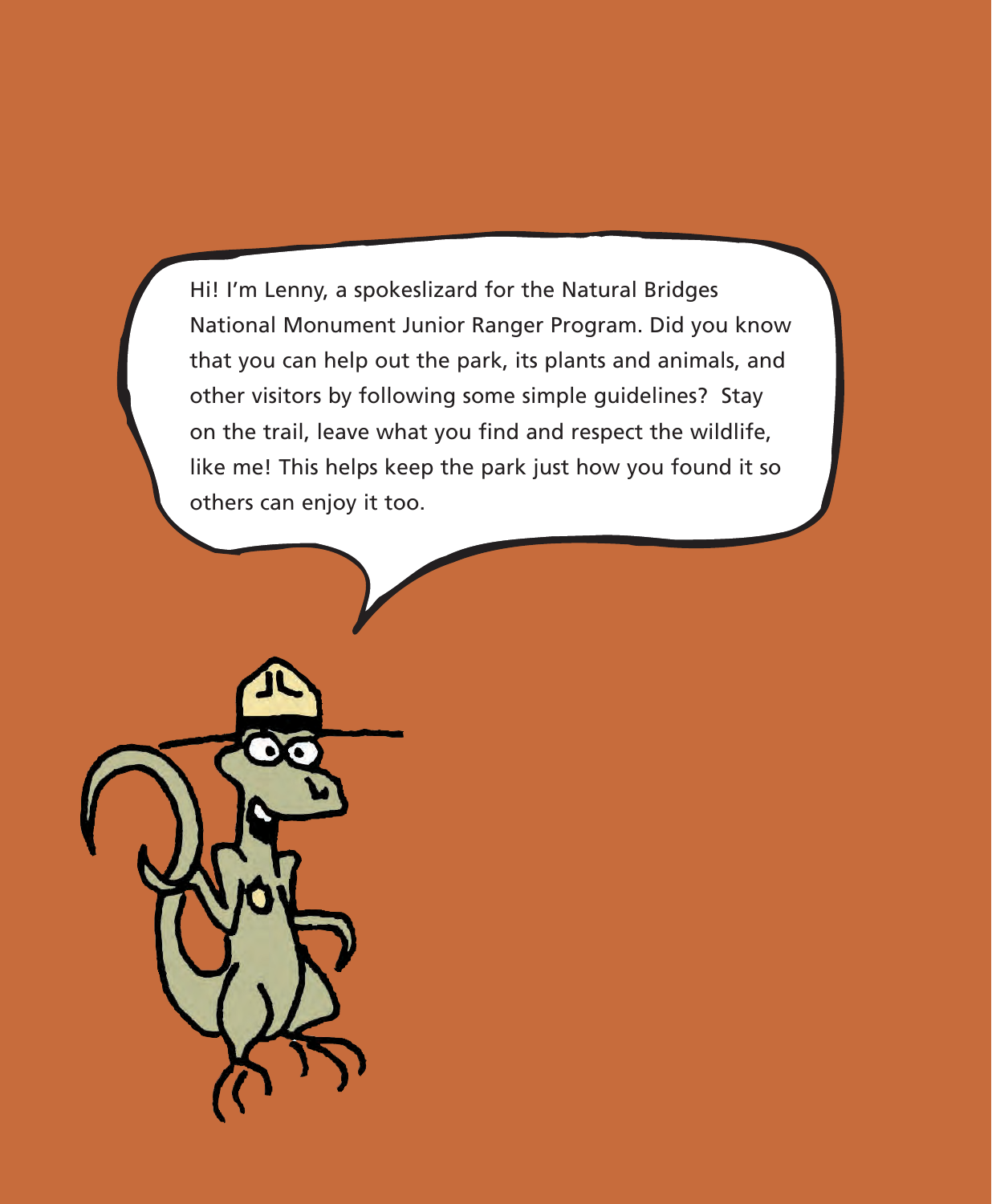Hi! I'm Lenny, a spokeslizard for the Natural Bridges National Monument Junior Ranger Program. Did you know that you can help out the park, its plants and animals, and other visitors by following some simple guidelines? Stay on the trail, leave what you find and respect the wildlife, like me! This helps keep the park just how you found it so others can enjoy it too.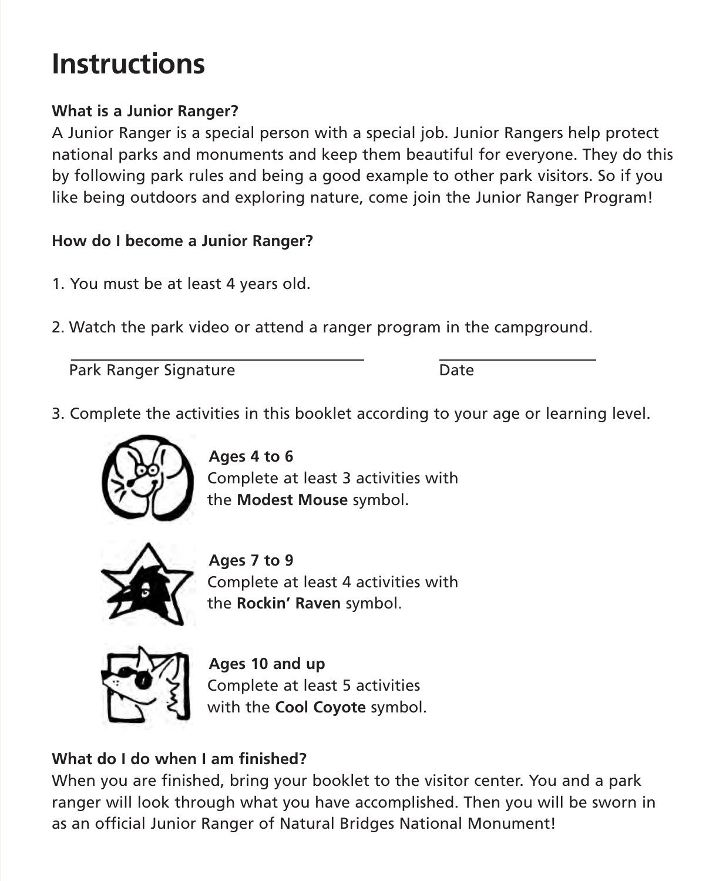# Instructions

**What is a Junior Ranger?**

A Junior Ranger is a special person with a special job. Junior Rangers help protect national parks and monuments and keep them beautiful for everyone. They do this by following park rules and being a good example to other park visitors. So if you like being outdoors and exploring nature, come join the Junior Ranger Program!

**How do I become a Junior Ranger?**

1. You must be at least 4 years old.

2. Watch the park video or attend a ranger program in the campground.

   ______________________________ Park Ranger Signature     ________________ Date

3. Complete the activities in this booklet according to your age or learning level.

   **Ages 4 to 6**
   Complete at least 3 activities with the **Modest Mouse** symbol.

   **Ages 7 to 9**
   Complete at least 4 activities with the **Rockin' Raven** symbol.

   **Ages 10 and up**
   Complete at least 5 activities with the **Cool Coyote** symbol.

**What do I do when I am finished?**

When you are finished, bring your booklet to the visitor center. You and a park ranger will look through what you have accomplished. Then you will be sworn in as an official Junior Ranger of Natural Bridges National Monument!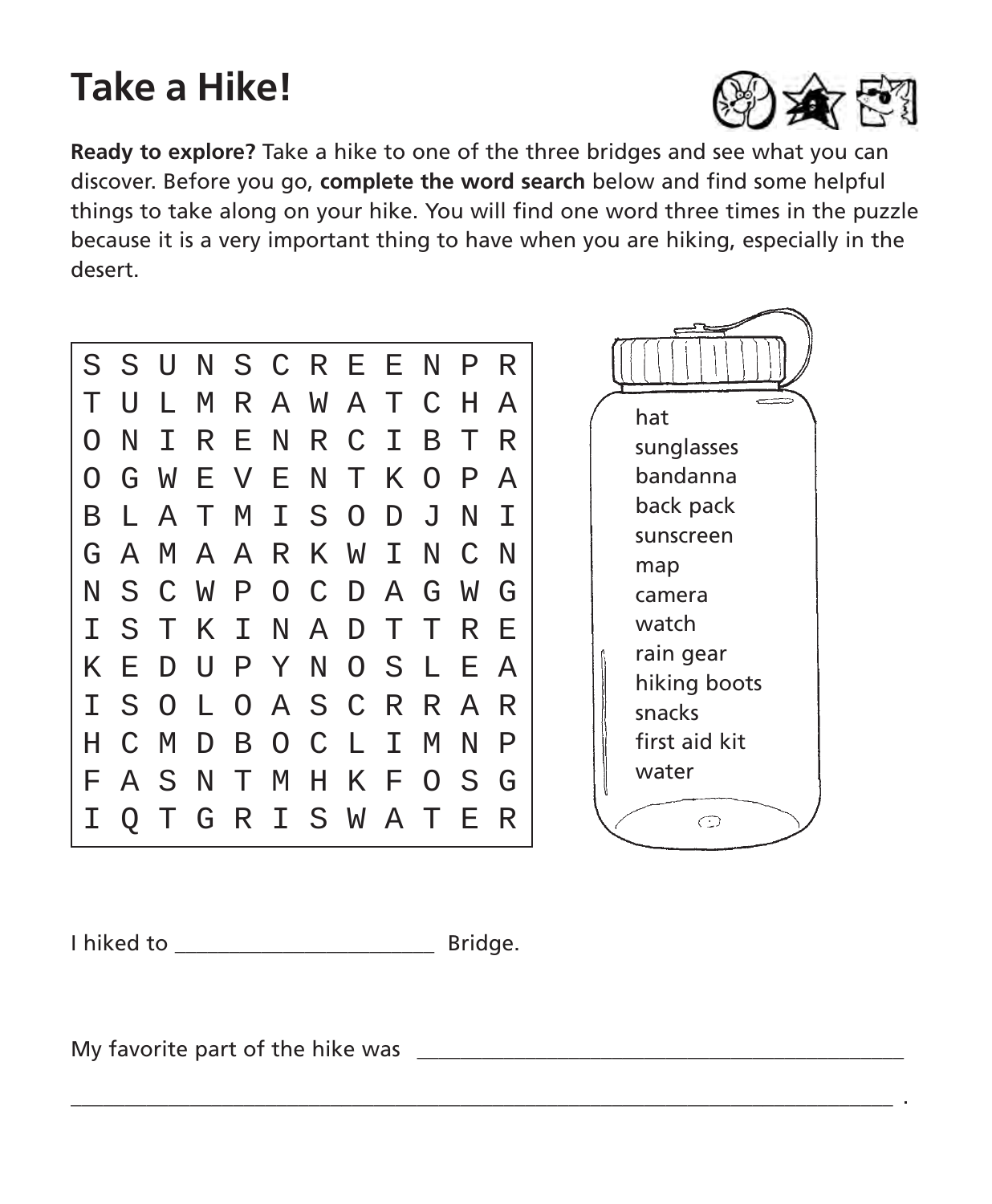# Take a Hike!

**Ready to explore?** Take a hike to one of the three bridges and see what you can discover. Before you go, **complete the word search** below and find some helpful things to take along on your hike. You will find one word three times in the puzzle because it is a very important thing to have when you are hiking, especially in the desert.

```
S S U N S C R E E N P R
T U L M R A W A T C H A
O N I R E N R C I B T R
O G W E V E N T K O P A
B L A T M I S O D J N I
G A M A A R K W I N C N
N S C W P O C D A G W G
I S T K I N A D T T R E
K E D U P Y N O S L E A
I S O L O A S C R R A R
H C M D B O C L I M N P
F A S N T M H K F O S G
I Q T G R I S W A T E R
```

- hat
- sunglasses
- bandanna
- back pack
- sunscreen
- map
- camera
- watch
- rain gear
- hiking boots
- snacks
- first aid kit
- water

I hiked to ________________________ Bridge.

My favorite part of the hike was ______________________________________________

__________________________________________________________________________.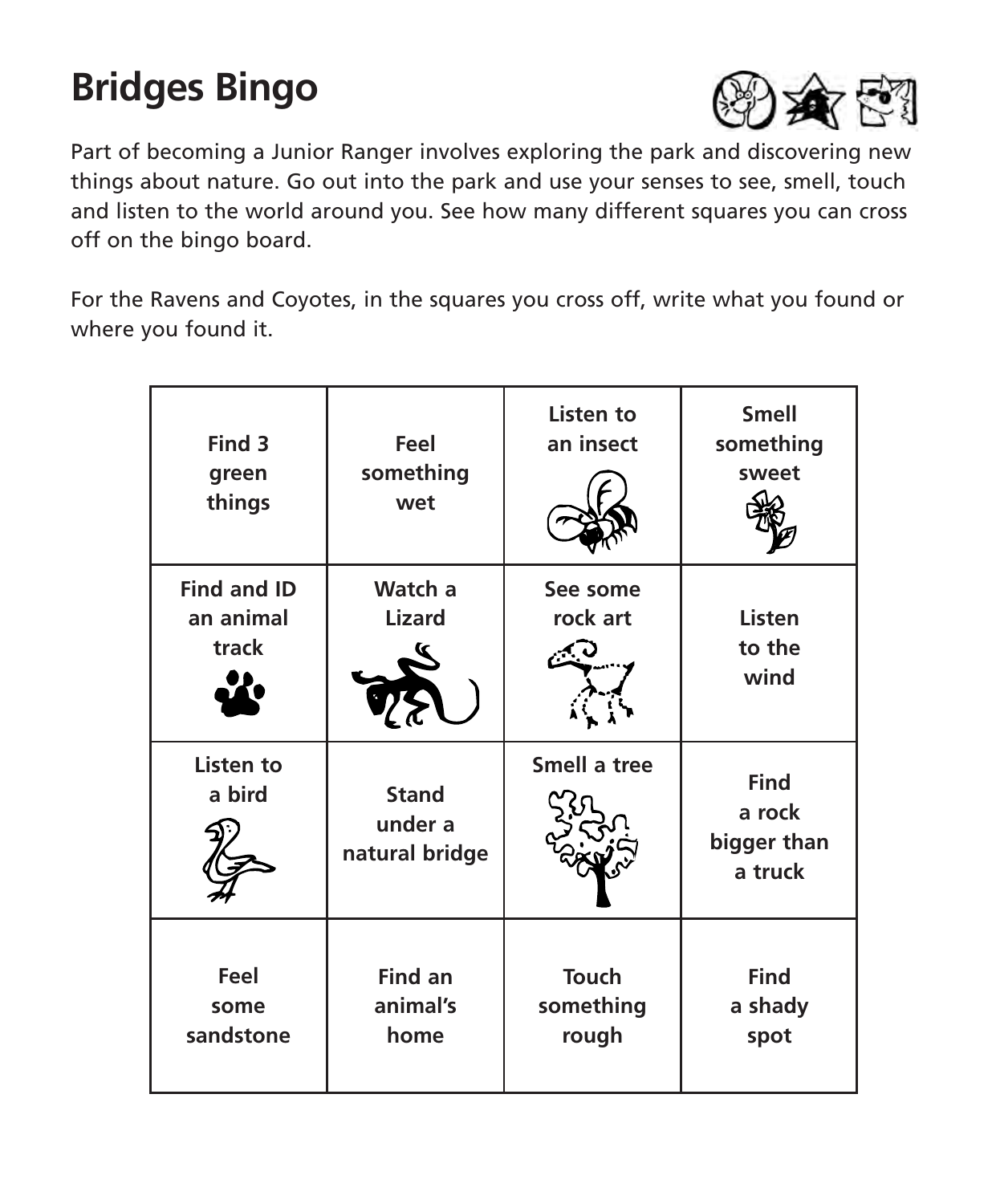# Bridges Bingo

Part of becoming a Junior Ranger involves exploring the park and discovering new things about nature. Go out into the park and use your senses to see, smell, touch and listen to the world around you. See how many different squares you can cross off on the bingo board.

For the Ravens and Coyotes, in the squares you cross off, write what you found or where you found it.

| | | | |
|---|---|---|---|
| **Find 3 green things** | **Feel something wet** | **Listen to an insect** | **Smell something sweet** |
| **Find and ID an animal track** | **Watch a Lizard** | **See some rock art** | **Listen to the wind** |
| **Listen to a bird** | **Stand under a natural bridge** | **Smell a tree** | **Find a rock bigger than a truck** |
| **Feel some sandstone** | **Find an animal's home** | **Touch something rough** | **Find a shady spot** |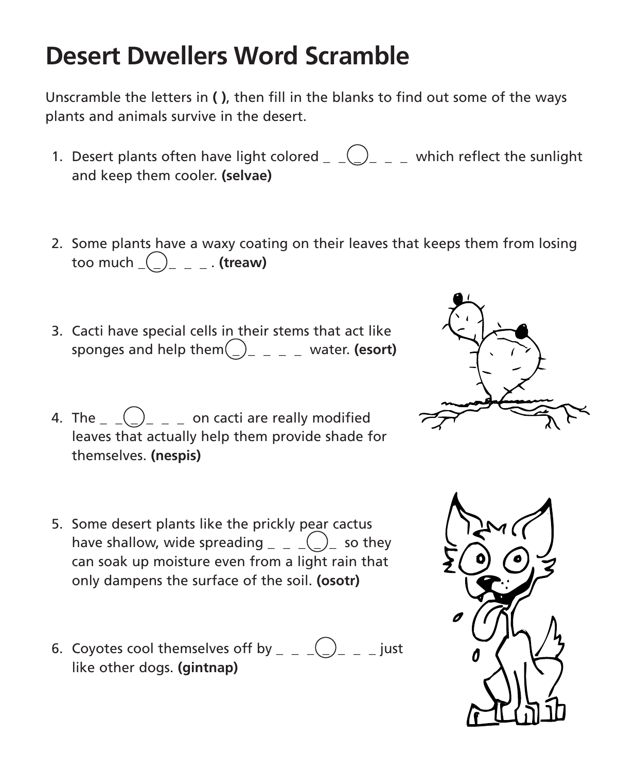# Desert Dwellers Word Scramble

Unscramble the letters in **( )**, then fill in the blanks to find out some of the ways plants and animals survive in the desert.

1. Desert plants often have light colored _ _ (_) _ _ _ which reflect the sunlight and keep them cooler. **(selvae)**

2. Some plants have a waxy coating on their leaves that keeps them from losing too much _ (_) _ _ _ . **(treaw)**

3. Cacti have special cells in their stems that act like sponges and help them (_) _ _ _ _ water. **(esort)**

4. The _ _ (_) _ _ _ on cacti are really modified leaves that actually help them provide shade for themselves. **(nespis)**

5. Some desert plants like the prickly pear cactus have shallow, wide spreading _ _ _ (_) _ so they can soak up moisture even from a light rain that only dampens the surface of the soil. **(osotr)**

6. Coyotes cool themselves off by _ _ _ (_) _ _ _ just like other dogs. **(gintnap)**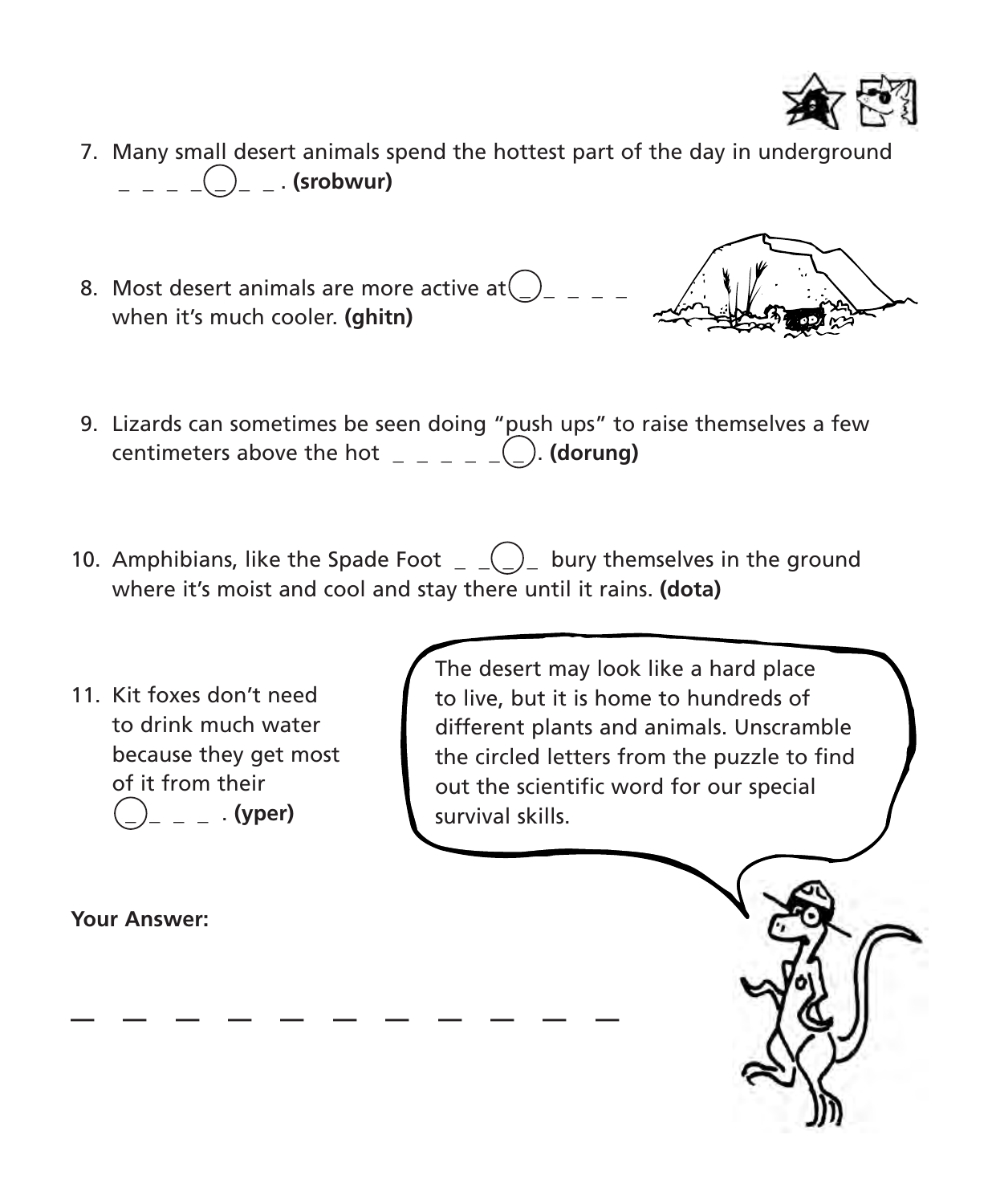7. Many small desert animals spend the hottest part of the day in underground _ _ _ _ (_) _ _ . **(srobwur)**

8. Most desert animals are more active at (_) _ _ _ _ when it's much cooler. **(ghitn)**

9. Lizards can sometimes be seen doing "push ups" to raise themselves a few centimeters above the hot _ _ _ _ _ (_). **(dorung)**

10. Amphibians, like the Spade Foot _ _ (_) _ bury themselves in the ground where it's moist and cool and stay there until it rains. **(dota)**

11. Kit foxes don't need to drink much water because they get most of it from their (_) _ _ _ . **(yper)**

The desert may look like a hard place to live, but it is home to hundreds of different plants and animals. Unscramble the circled letters from the puzzle to find out the scientific word for our special survival skills.

**Your Answer:**

_ _ _ _ _ _ _ _ _ _ _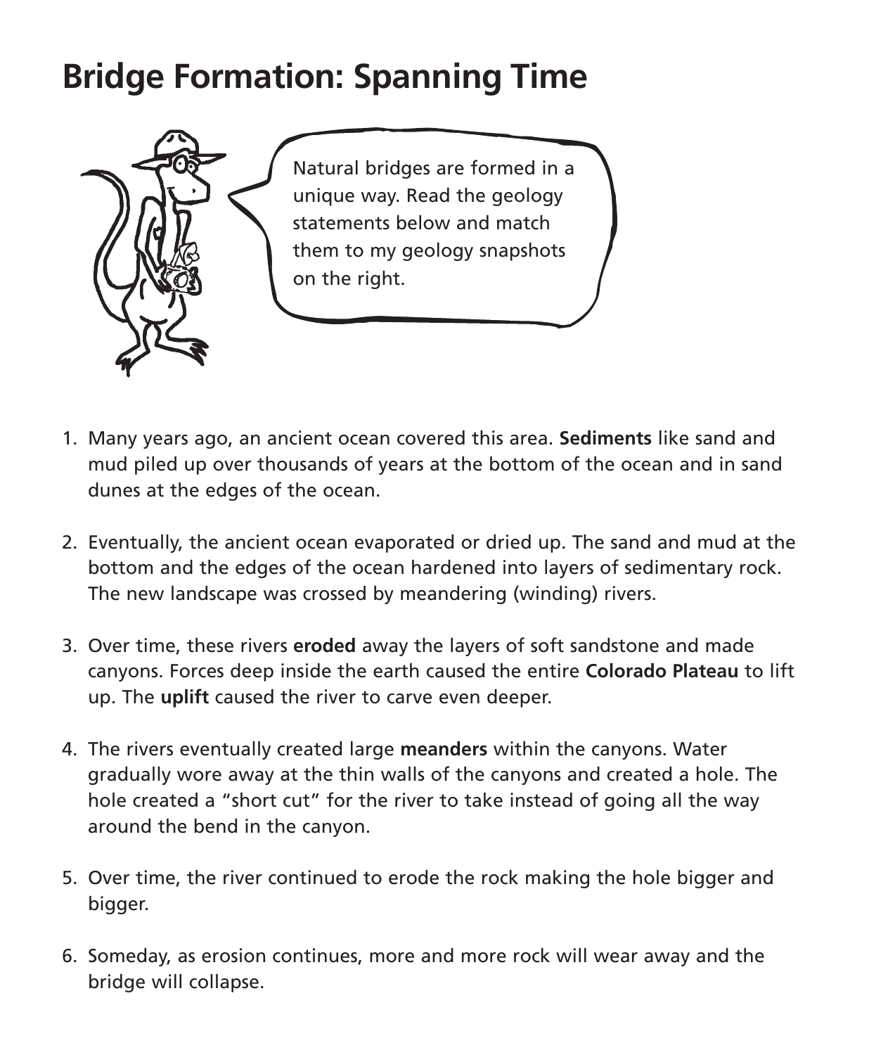# Bridge Formation: Spanning Time

Natural bridges are formed in a unique way. Read the geology statements below and match them to my geology snapshots on the right.

1. Many years ago, an ancient ocean covered this area. **Sediments** like sand and mud piled up over thousands of years at the bottom of the ocean and in sand dunes at the edges of the ocean.

2. Eventually, the ancient ocean evaporated or dried up. The sand and mud at the bottom and the edges of the ocean hardened into layers of sedimentary rock. The new landscape was crossed by meandering (winding) rivers.

3. Over time, these rivers **eroded** away the layers of soft sandstone and made canyons. Forces deep inside the earth caused the entire **Colorado Plateau** to lift up. The **uplift** caused the river to carve even deeper.

4. The rivers eventually created large **meanders** within the canyons. Water gradually wore away at the thin walls of the canyons and created a hole. The hole created a "short cut" for the river to take instead of going all the way around the bend in the canyon.

5. Over time, the river continued to erode the rock making the hole bigger and bigger.

6. Someday, as erosion continues, more and more rock will wear away and the bridge will collapse.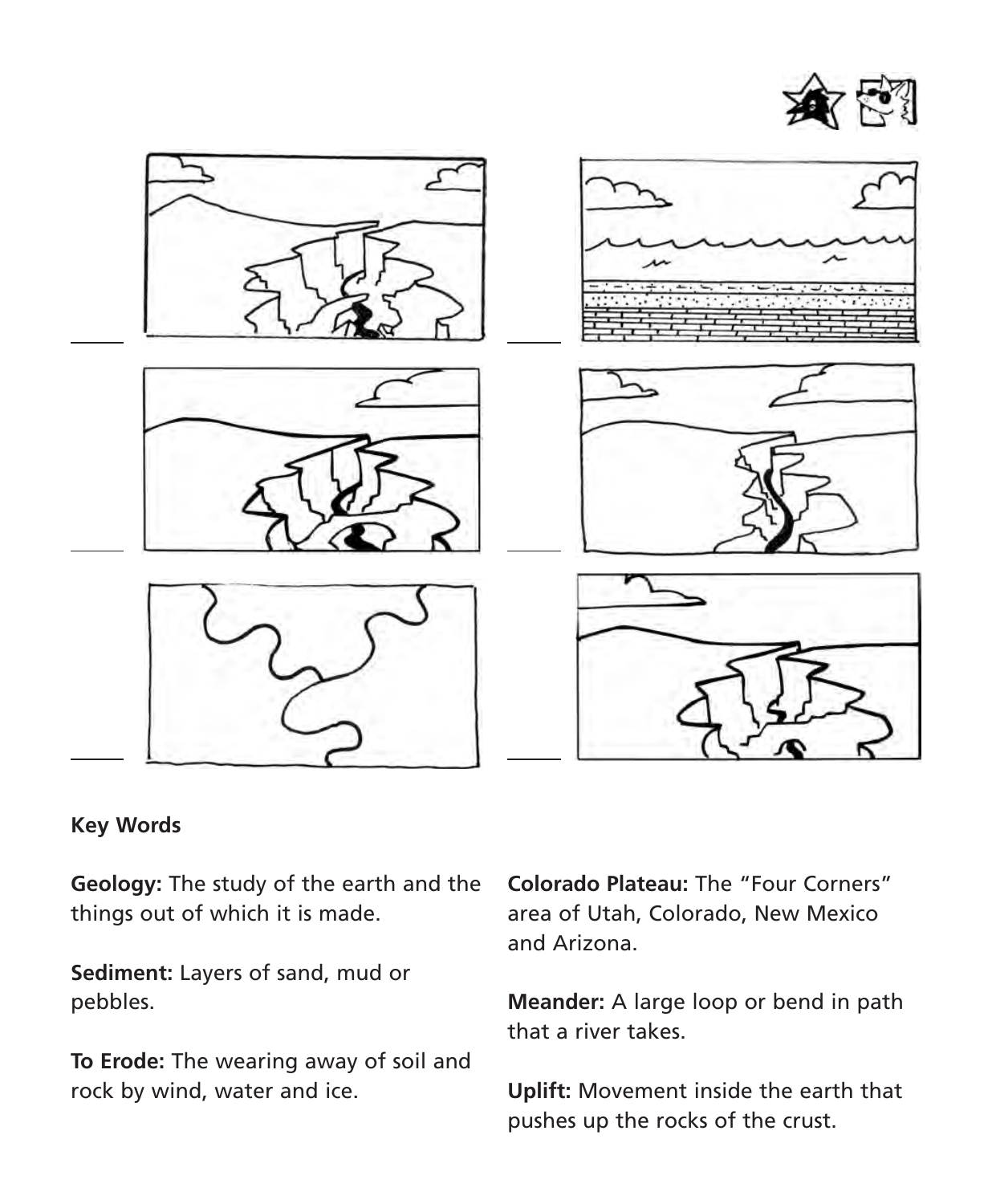## Key Words

**Geology:** The study of the earth and the things out of which it is made.

**Sediment:** Layers of sand, mud or pebbles.

**To Erode:** The wearing away of soil and rock by wind, water and ice.

**Colorado Plateau:** The "Four Corners" area of Utah, Colorado, New Mexico and Arizona.

**Meander:** A large loop or bend in path that a river takes.

**Uplift:** Movement inside the earth that pushes up the rocks of the crust.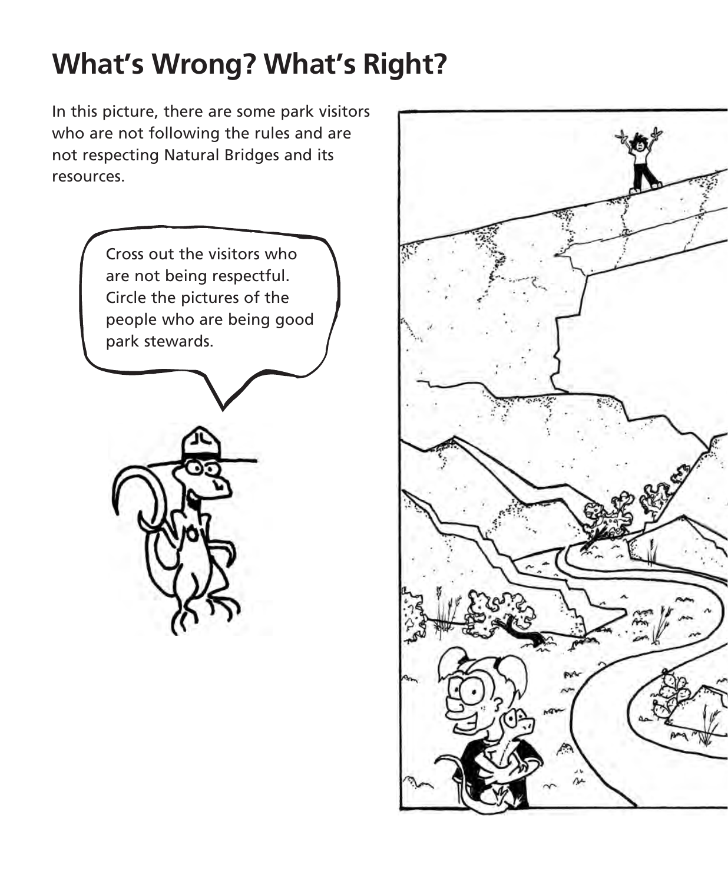# What's Wrong? What's Right?

In this picture, there are some park visitors who are not following the rules and are not respecting Natural Bridges and its resources.

Cross out the visitors who are not being respectful. Circle the pictures of the people who are being good park stewards.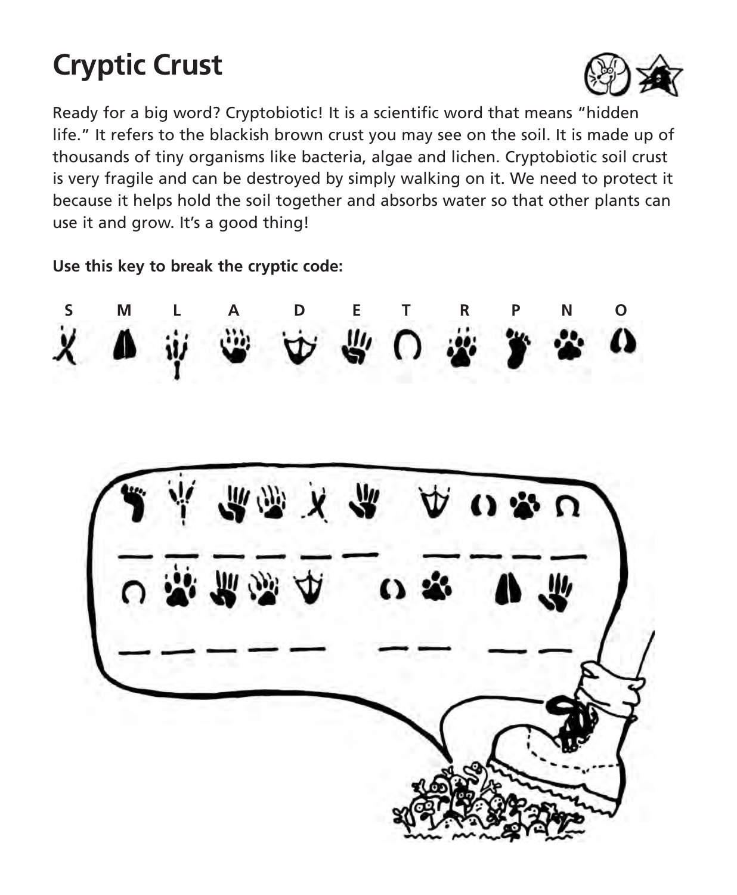# Cryptic Crust

Ready for a big word? Cryptobiotic! It is a scientific word that means "hidden life." It refers to the blackish brown crust you may see on the soil. It is made up of thousands of tiny organisms like bacteria, algae and lichen. Cryptobiotic soil crust is very fragile and can be destroyed by simply walking on it. We need to protect it because it helps hold the soil together and absorbs water so that other plants can use it and grow. It's a good thing!

**Use this key to break the cryptic code:**

| S | M | L | A | D | E | T | R | P | N | O |
|---|---|---|---|---|---|---|---|---|---|---|

_ _ _ _ _ _  _ _ _ _

_ _ _ _ _  _ _  _ _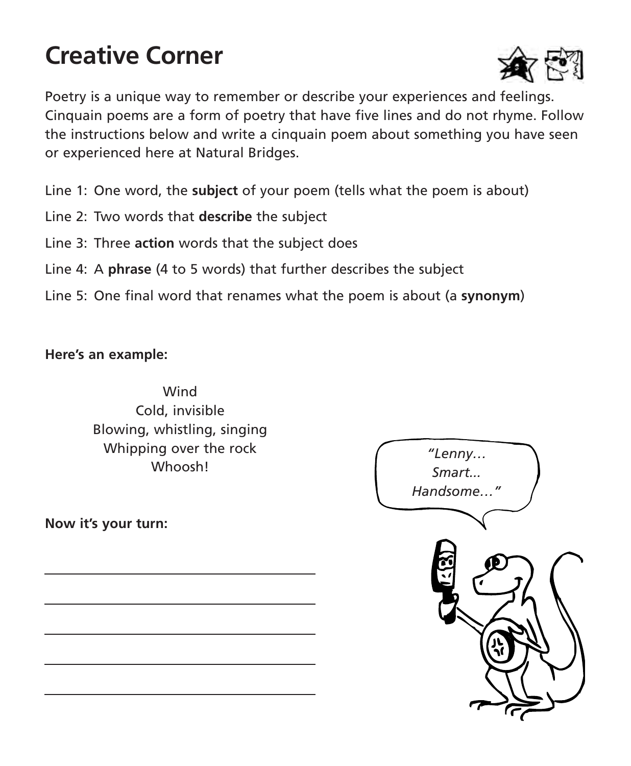# Creative Corner

Poetry is a unique way to remember or describe your experiences and feelings. Cinquain poems are a form of poetry that have five lines and do not rhyme. Follow the instructions below and write a cinquain poem about something you have seen or experienced here at Natural Bridges.

Line 1: One word, the **subject** of your poem (tells what the poem is about)

Line 2: Two words that **describe** the subject

Line 3: Three **action** words that the subject does

Line 4: A **phrase** (4 to 5 words) that further describes the subject

Line 5: One final word that renames what the poem is about (a **synonym**)

**Here's an example:**

Wind
Cold, invisible
Blowing, whistling, singing
Whipping over the rock
Whoosh!

*"Lenny… Smart... Handsome…"*

**Now it's your turn:**

\_\_\_\_\_\_\_\_\_\_\_\_\_\_\_\_\_\_\_\_\_\_\_\_\_\_\_\_\_\_\_\_\_\_\_\_

\_\_\_\_\_\_\_\_\_\_\_\_\_\_\_\_\_\_\_\_\_\_\_\_\_\_\_\_\_\_\_\_\_\_\_\_

\_\_\_\_\_\_\_\_\_\_\_\_\_\_\_\_\_\_\_\_\_\_\_\_\_\_\_\_\_\_\_\_\_\_\_\_

\_\_\_\_\_\_\_\_\_\_\_\_\_\_\_\_\_\_\_\_\_\_\_\_\_\_\_\_\_\_\_\_\_\_\_\_

\_\_\_\_\_\_\_\_\_\_\_\_\_\_\_\_\_\_\_\_\_\_\_\_\_\_\_\_\_\_\_\_\_\_\_\_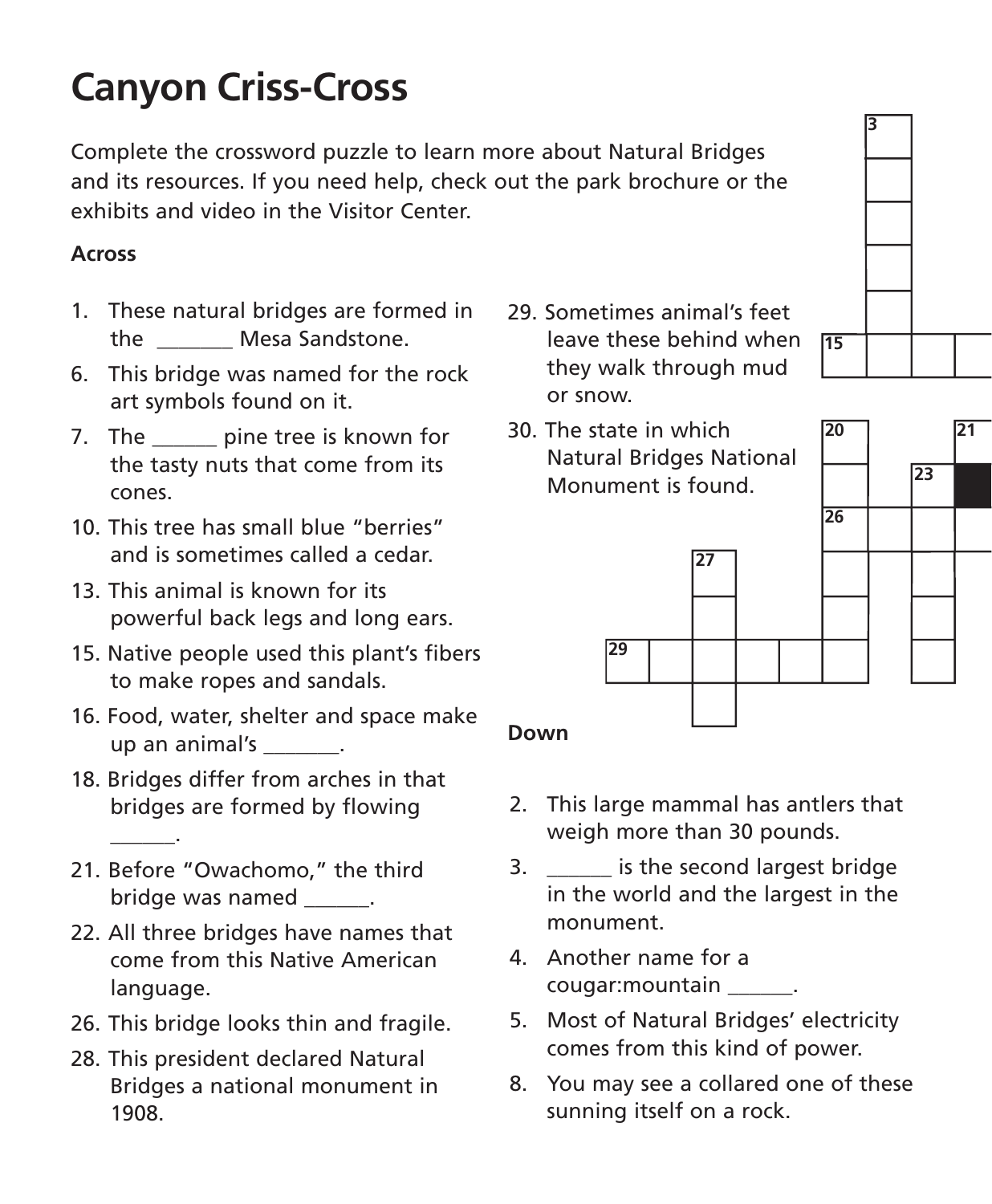# Canyon Criss-Cross

Complete the crossword puzzle to learn more about Natural Bridges and its resources. If you need help, check out the park brochure or the exhibits and video in the Visitor Center.

**Across**

1. These natural bridges are formed in the _______ Mesa Sandstone.
6. This bridge was named for the rock art symbols found on it.
7. The ______ pine tree is known for the tasty nuts that come from its cones.
10. This tree has small blue "berries" and is sometimes called a cedar.
13. This animal is known for its powerful back legs and long ears.
15. Native people used this plant's fibers to make ropes and sandals.
16. Food, water, shelter and space make up an animal's _______.
18. Bridges differ from arches in that bridges are formed by flowing ______.
21. Before "Owachomo," the third bridge was named ______.
22. All three bridges have names that come from this Native American language.
26. This bridge looks thin and fragile.
28. This president declared Natural Bridges a national monument in 1908.
29. Sometimes animal's feet leave these behind when they walk through mud or snow.
30. The state in which Natural Bridges National Monument is found.

**Down**

2. This large mammal has antlers that weigh more than 30 pounds.
3. ______ is the second largest bridge in the world and the largest in the monument.
4. Another name for a cougar:mountain ______.
5. Most of Natural Bridges' electricity comes from this kind of power.
8. You may see a collared one of these sunning itself on a rock.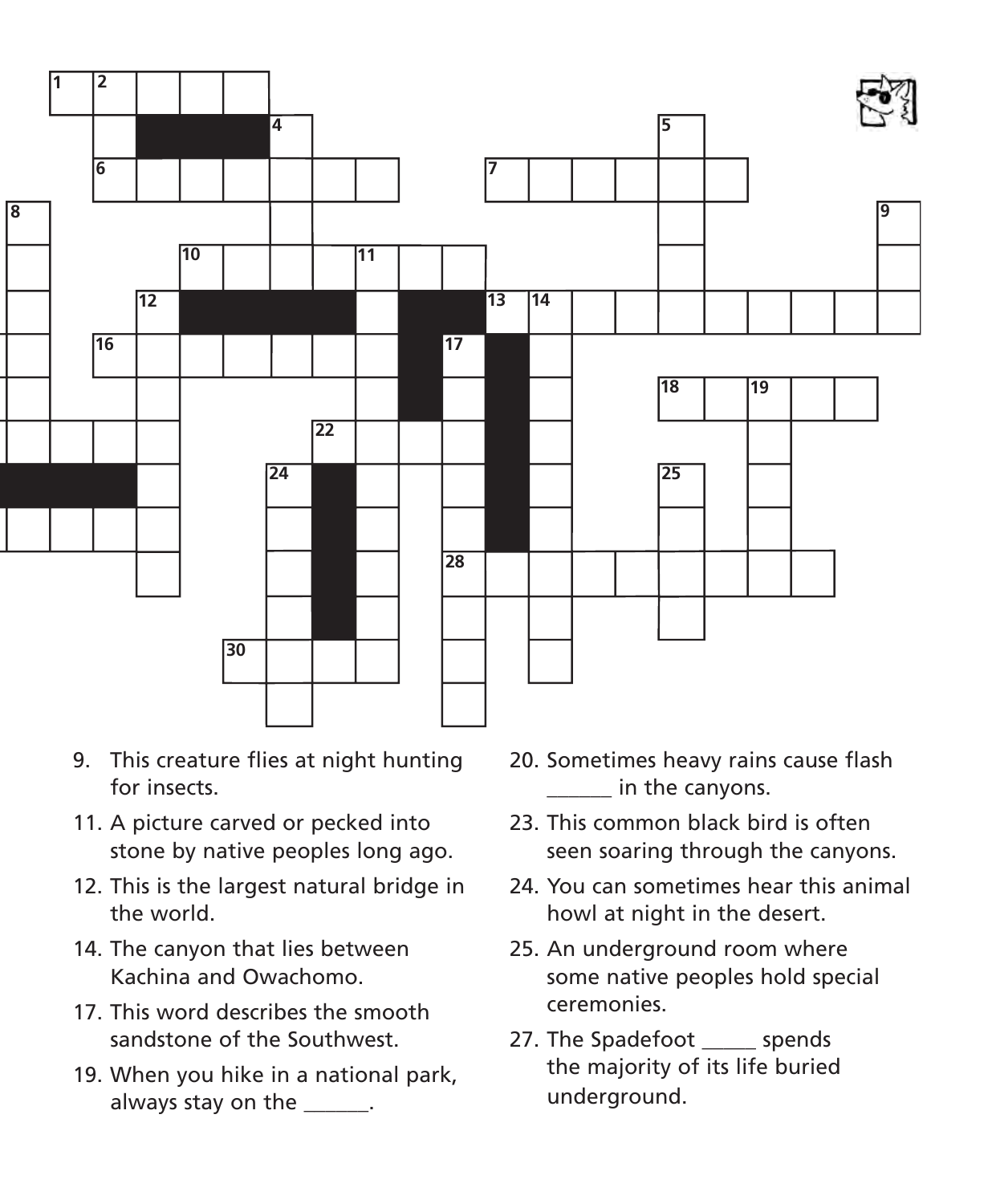9. This creature flies at night hunting for insects.
11. A picture carved or pecked into stone by native peoples long ago.
12. This is the largest natural bridge in the world.
14. The canyon that lies between Kachina and Owachomo.
17. This word describes the smooth sandstone of the Southwest.
19. When you hike in a national park, always stay on the ______.
20. Sometimes heavy rains cause flash ______ in the canyons.
23. This common black bird is often seen soaring through the canyons.
24. You can sometimes hear this animal howl at night in the desert.
25. An underground room where some native peoples hold special ceremonies.
27. The Spadefoot _____ spends the majority of its life buried underground.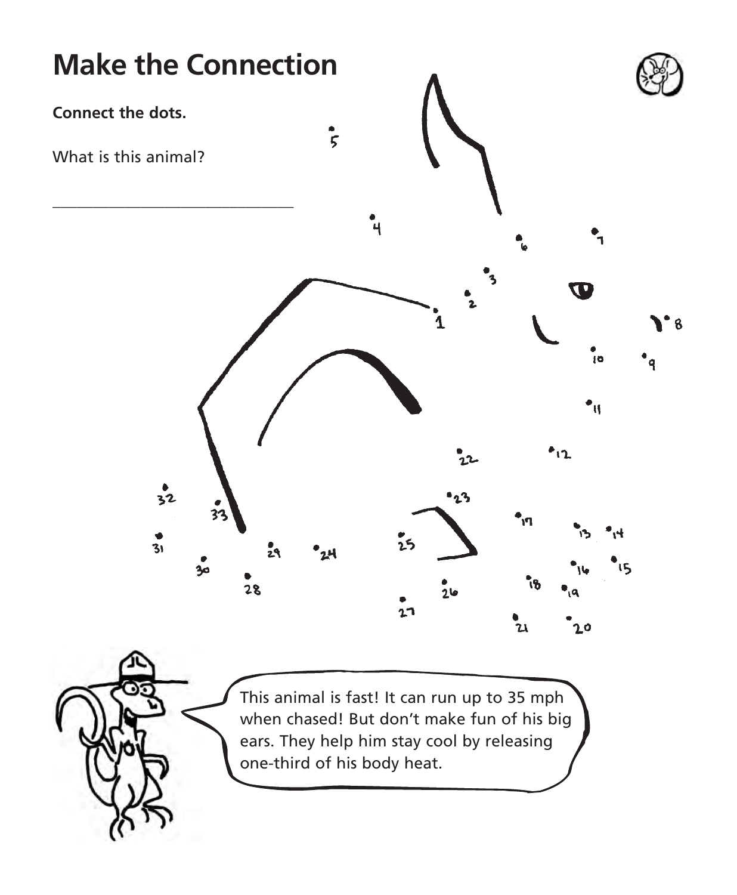# Make the Connection

**Connect the dots.**

What is this animal?

\_\_\_\_\_\_\_\_\_\_\_\_\_\_\_\_\_\_\_\_\_\_\_\_\_\_\_\_\_\_\_\_

This animal is fast! It can run up to 35 mph when chased! But don't make fun of his big ears. They help him stay cool by releasing one-third of his body heat.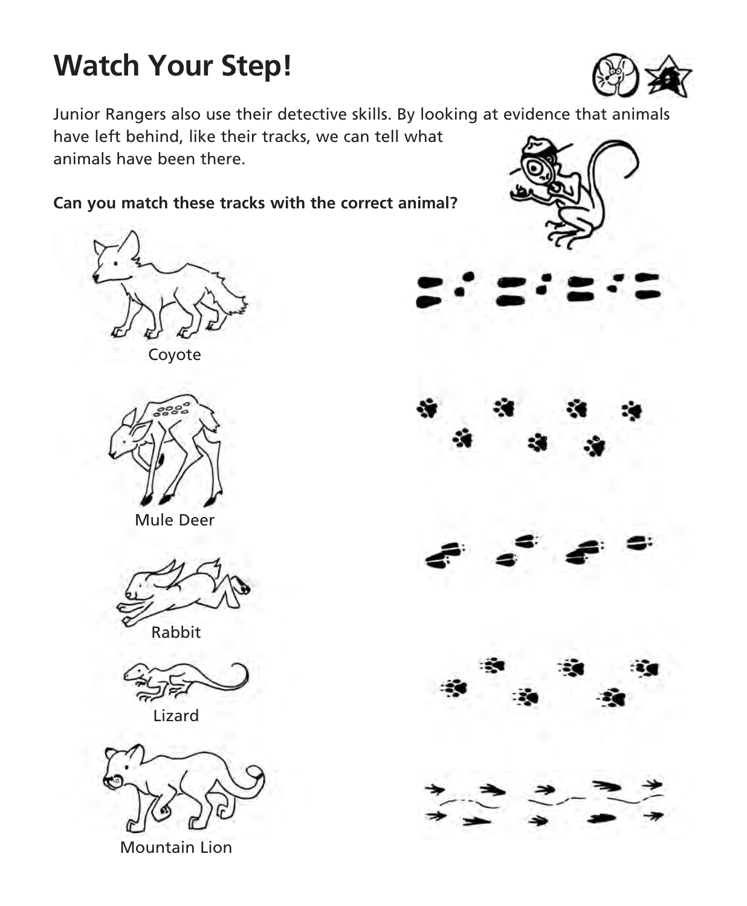# Watch Your Step!

Junior Rangers also use their detective skills. By looking at evidence that animals have left behind, like their tracks, we can tell what animals have been there.

**Can you match these tracks with the correct animal?**

Coyote

Mule Deer

Rabbit

Lizard

Mountain Lion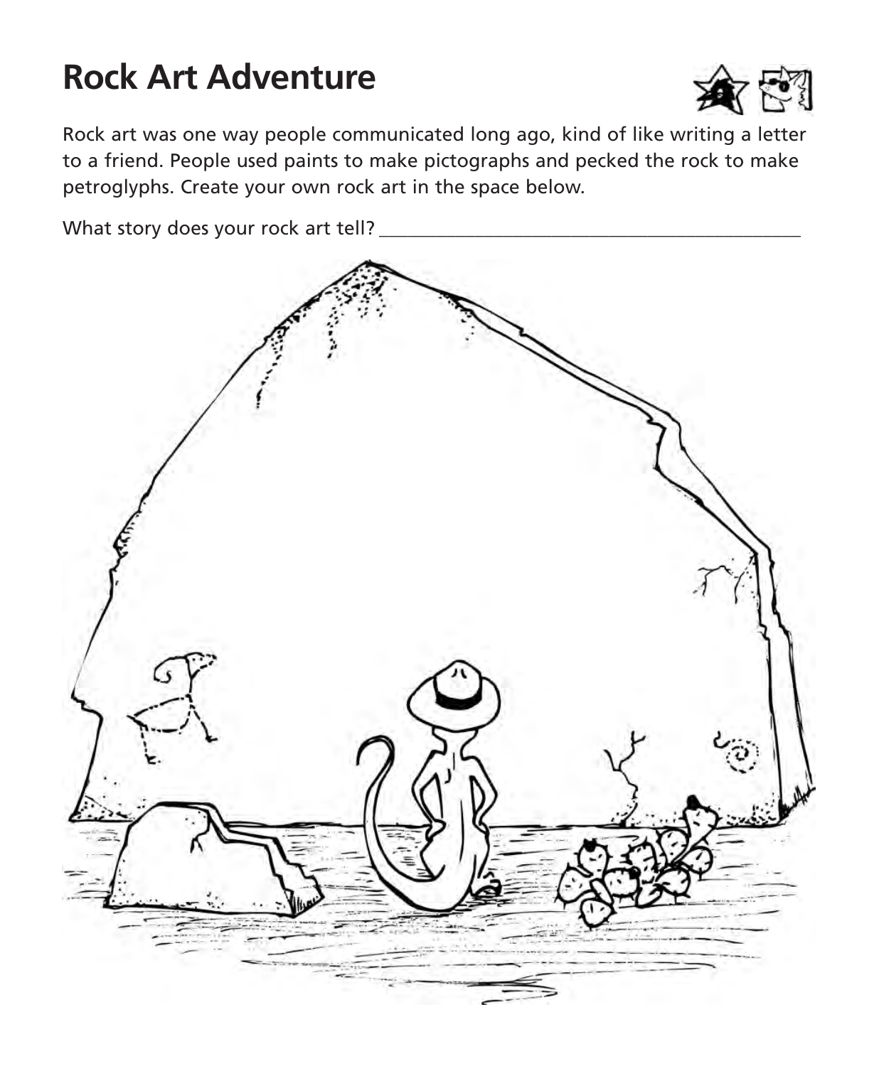# Rock Art Adventure

Rock art was one way people communicated long ago, kind of like writing a letter to a friend. People used paints to make pictographs and pecked the rock to make petroglyphs. Create your own rock art in the space below.

What story does your rock art tell? ___________________________________________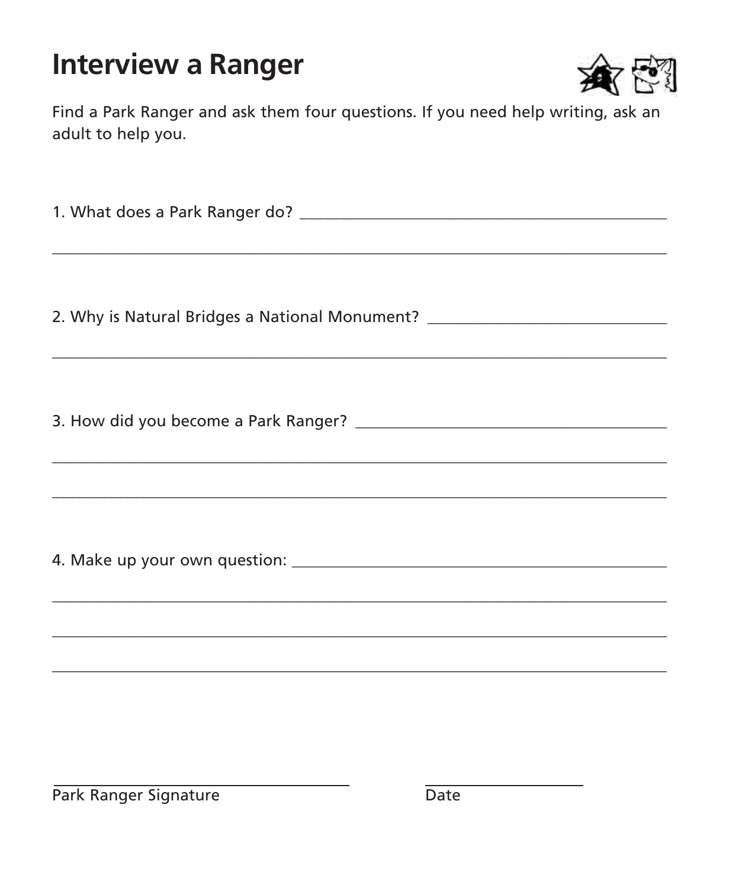# Interview a Ranger

Find a Park Ranger and ask them four questions. If you need help writing, ask an adult to help you.

1. What does a Park Ranger do? _______________________________________________

_____________________________________________________________________________

2. Why is Natural Bridges a National Monument? _______________________________

_____________________________________________________________________________

3. How did you become a Park Ranger? ________________________________________

_____________________________________________________________________________

_____________________________________________________________________________

4. Make up your own question: _______________________________________________

_____________________________________________________________________________

_____________________________________________________________________________

_____________________________________________________________________________

___________________________________ Park Ranger Signature

____________________ Date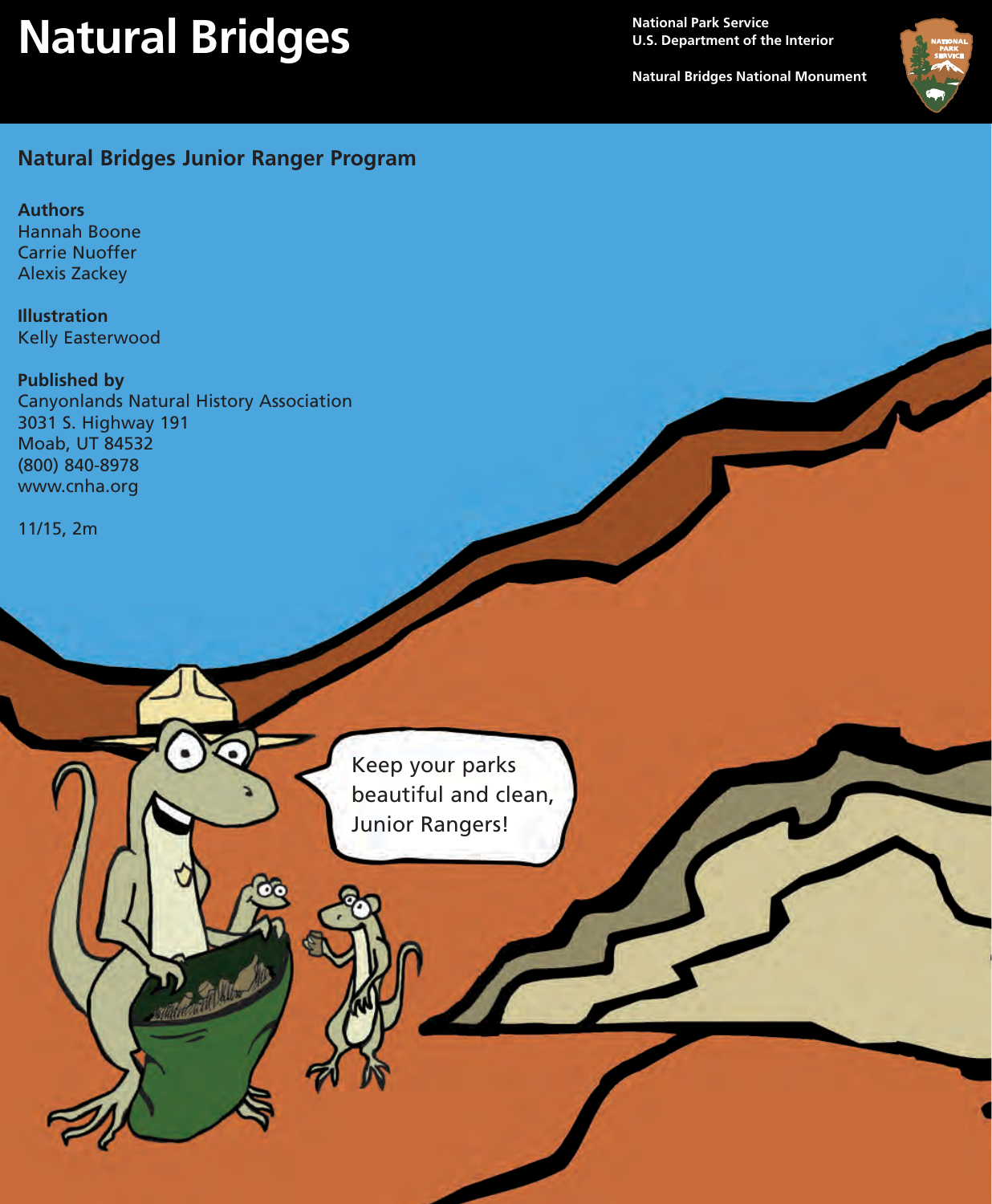# Natural Bridges

National Park Service
U.S. Department of the Interior

Natural Bridges National Monument

## Natural Bridges Junior Ranger Program

**Authors**
Hannah Boone
Carrie Nuoffer
Alexis Zackey

**Illustration**
Kelly Easterwood

**Published by**
Canyonlands Natural History Association
3031 S. Highway 191
Moab, UT 84532
(800) 840-8978
www.cnha.org

11/15, 2m

Keep your parks beautiful and clean, Junior Rangers!